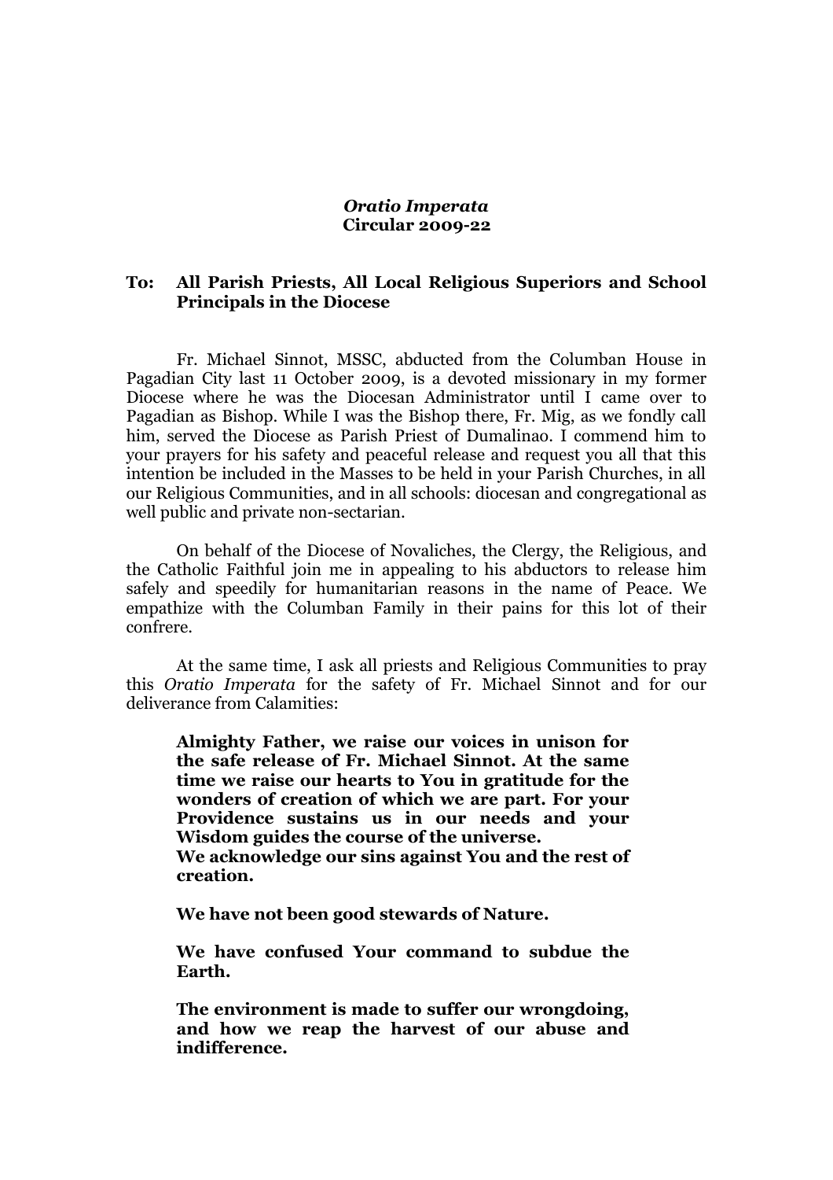***Oratio Imperata***
**Circular 2009-22**

**To: All Parish Priests, All Local Religious Superiors and School Principals in the Diocese**

Fr. Michael Sinnot, MSSC, abducted from the Columban House in Pagadian City last 11 October 2009, is a devoted missionary in my former Diocese where he was the Diocesan Administrator until I came over to Pagadian as Bishop. While I was the Bishop there, Fr. Mig, as we fondly call him, served the Diocese as Parish Priest of Dumalinao. I commend him to your prayers for his safety and peaceful release and request you all that this intention be included in the Masses to be held in your Parish Churches, in all our Religious Communities, and in all schools: diocesan and congregational as well public and private non-sectarian.

On behalf of the Diocese of Novaliches, the Clergy, the Religious, and the Catholic Faithful join me in appealing to his abductors to release him safely and speedily for humanitarian reasons in the name of Peace. We empathize with the Columban Family in their pains for this lot of their confrere.

At the same time, I ask all priests and Religious Communities to pray this *Oratio Imperata* for the safety of Fr. Michael Sinnot and for our deliverance from Calamities:

> **Almighty Father, we raise our voices in unison for the safe release of Fr. Michael Sinnot. At the same time we raise our hearts to You in gratitude for the wonders of creation of which we are part. For your Providence sustains us in our needs and your Wisdom guides the course of the universe.**
> **We acknowledge our sins against You and the rest of creation.**
>
> **We have not been good stewards of Nature.**
>
> **We have confused Your command to subdue the Earth.**
>
> **The environment is made to suffer our wrongdoing, and how we reap the harvest of our abuse and indifference.**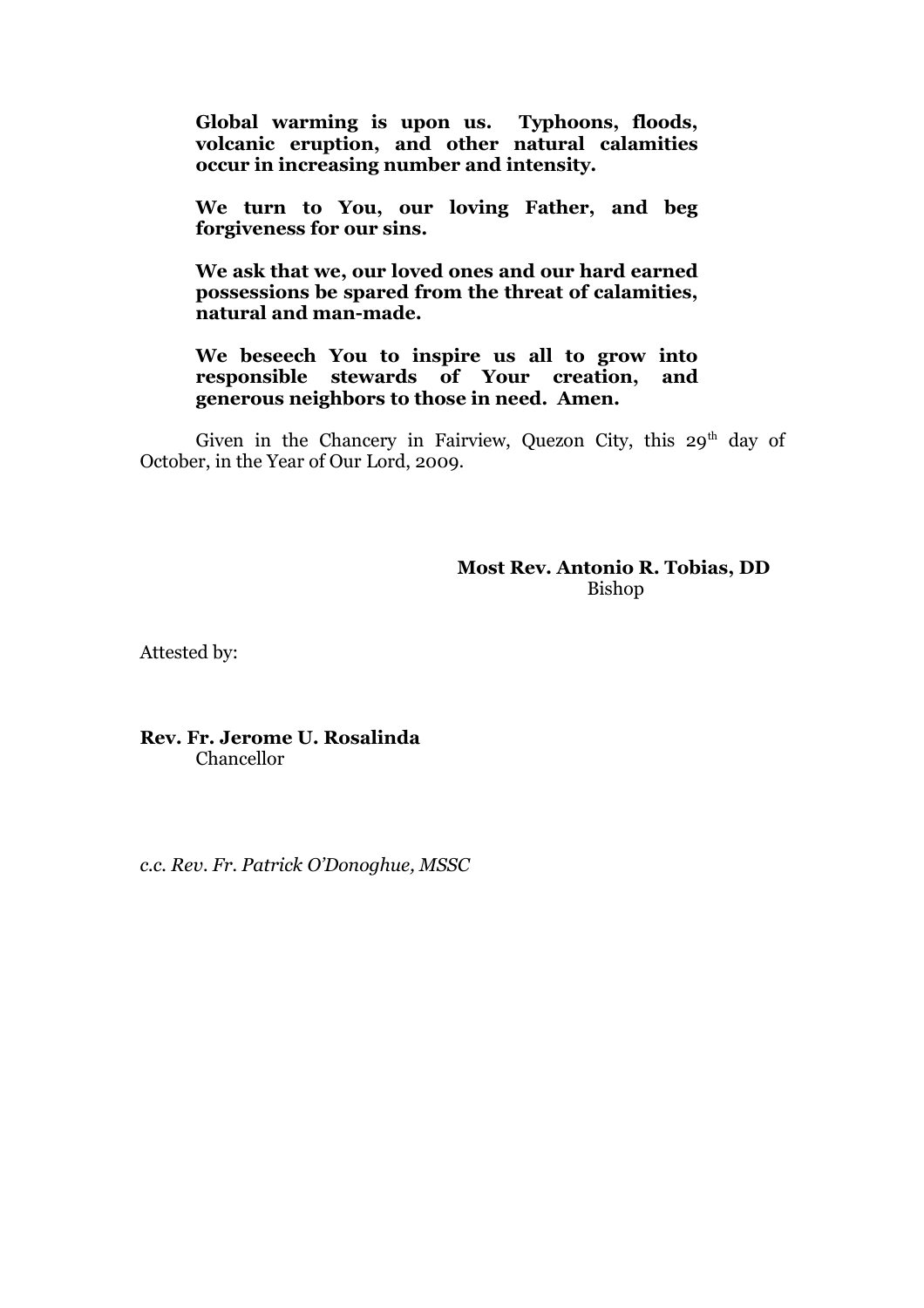**Global warming is upon us. Typhoons, floods, volcanic eruption, and other natural calamities occur in increasing number and intensity.**

**We turn to You, our loving Father, and beg forgiveness for our sins.**

**We ask that we, our loved ones and our hard earned possessions be spared from the threat of calamities, natural and man-made.**

**We beseech You to inspire us all to grow into responsible stewards of Your creation, and generous neighbors to those in need. Amen.**

Given in the Chancery in Fairview, Quezon City, this 29th day of October, in the Year of Our Lord, 2009.

**Most Rev. Antonio R. Tobias, DD**
Bishop

Attested by:

**Rev. Fr. Jerome U. Rosalinda**
Chancellor

*c.c. Rev. Fr. Patrick O'Donoghue, MSSC*